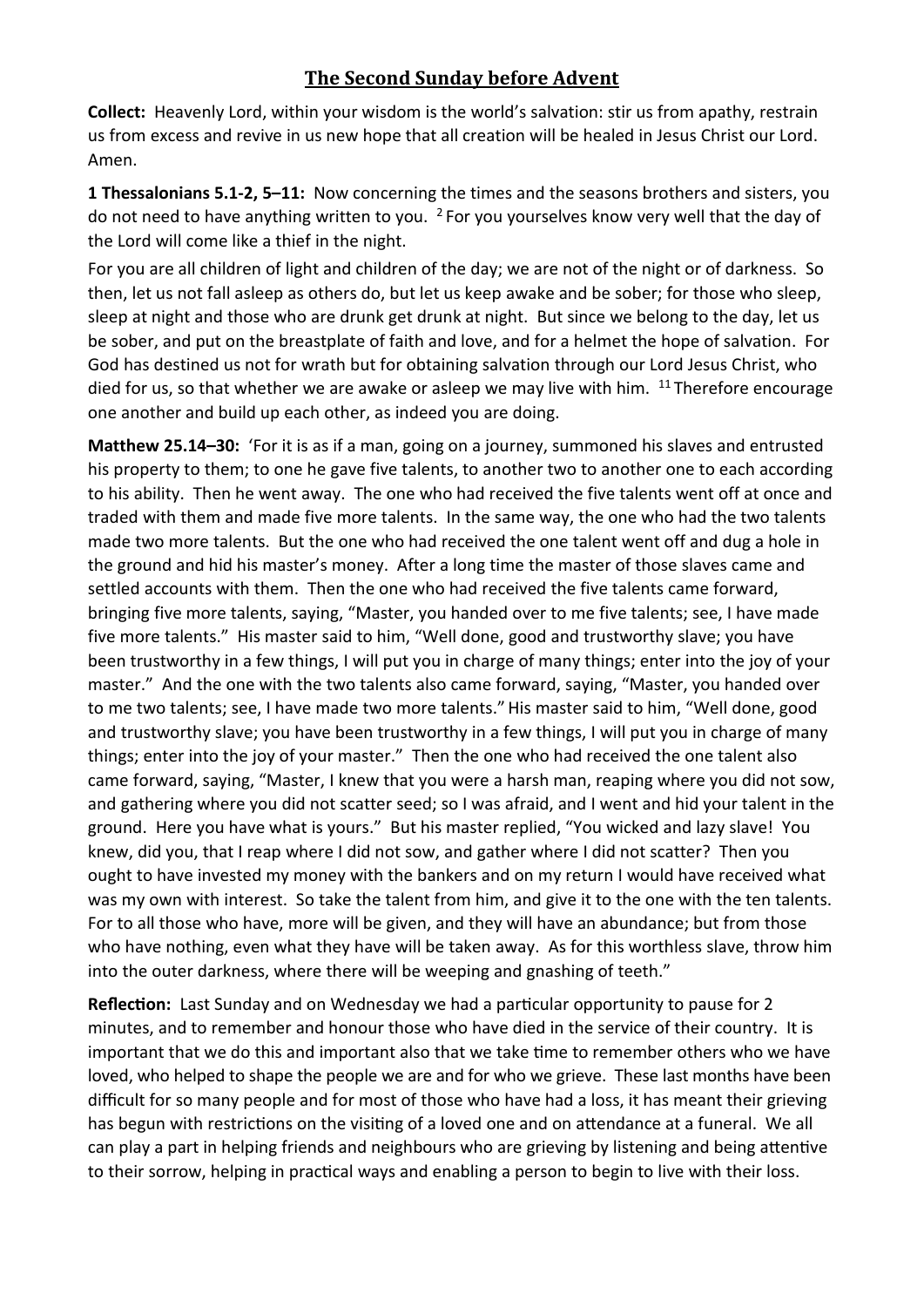# The Second Sunday before Advent

**Collect:** Heavenly Lord, within your wisdom is the world's salvation: stir us from apathy, restrain us from excess and revive in us new hope that all creation will be healed in Jesus Christ our Lord. Amen.

**1 Thessalonians 5.1-2, 5–11:** Now concerning the times and the seasons brothers and sisters, you do not need to have anything written to you. [2] For you yourselves know very well that the day of the Lord will come like a thief in the night.

For you are all children of light and children of the day; we are not of the night or of darkness. So then, let us not fall asleep as others do, but let us keep awake and be sober; for those who sleep, sleep at night and those who are drunk get drunk at night. But since we belong to the day, let us be sober, and put on the breastplate of faith and love, and for a helmet the hope of salvation. For God has destined us not for wrath but for obtaining salvation through our Lord Jesus Christ, who died for us, so that whether we are awake or asleep we may live with him. [11] Therefore encourage one another and build up each other, as indeed you are doing.

**Matthew 25.14–30:** 'For it is as if a man, going on a journey, summoned his slaves and entrusted his property to them; to one he gave five talents, to another two to another one to each according to his ability. Then he went away. The one who had received the five talents went off at once and traded with them and made five more talents. In the same way, the one who had the two talents made two more talents. But the one who had received the one talent went off and dug a hole in the ground and hid his master's money. After a long time the master of those slaves came and settled accounts with them. Then the one who had received the five talents came forward, bringing five more talents, saying, "Master, you handed over to me five talents; see, I have made five more talents." His master said to him, "Well done, good and trustworthy slave; you have been trustworthy in a few things, I will put you in charge of many things; enter into the joy of your master." And the one with the two talents also came forward, saying, "Master, you handed over to me two talents; see, I have made two more talents." His master said to him, "Well done, good and trustworthy slave; you have been trustworthy in a few things, I will put you in charge of many things; enter into the joy of your master." Then the one who had received the one talent also came forward, saying, "Master, I knew that you were a harsh man, reaping where you did not sow, and gathering where you did not scatter seed; so I was afraid, and I went and hid your talent in the ground. Here you have what is yours." But his master replied, "You wicked and lazy slave! You knew, did you, that I reap where I did not sow, and gather where I did not scatter? Then you ought to have invested my money with the bankers and on my return I would have received what was my own with interest. So take the talent from him, and give it to the one with the ten talents. For to all those who have, more will be given, and they will have an abundance; but from those who have nothing, even what they have will be taken away. As for this worthless slave, throw him into the outer darkness, where there will be weeping and gnashing of teeth."

**Reflection:** Last Sunday and on Wednesday we had a particular opportunity to pause for 2 minutes, and to remember and honour those who have died in the service of their country. It is important that we do this and important also that we take time to remember others who we have loved, who helped to shape the people we are and for who we grieve. These last months have been difficult for so many people and for most of those who have had a loss, it has meant their grieving has begun with restrictions on the visiting of a loved one and on attendance at a funeral. We all can play a part in helping friends and neighbours who are grieving by listening and being attentive to their sorrow, helping in practical ways and enabling a person to begin to live with their loss.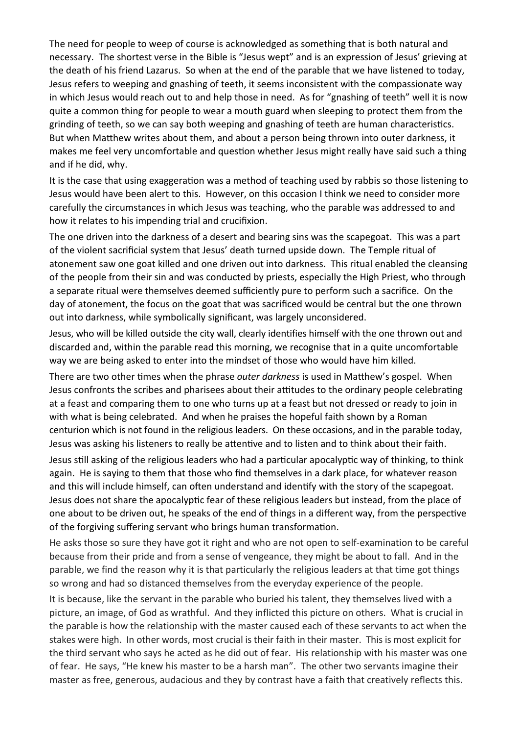The need for people to weep of course is acknowledged as something that is both natural and necessary. The shortest verse in the Bible is "Jesus wept" and is an expression of Jesus' grieving at the death of his friend Lazarus. So when at the end of the parable that we have listened to today, Jesus refers to weeping and gnashing of teeth, it seems inconsistent with the compassionate way in which Jesus would reach out to and help those in need. As for "gnashing of teeth" well it is now quite a common thing for people to wear a mouth guard when sleeping to protect them from the grinding of teeth, so we can say both weeping and gnashing of teeth are human characteristics. But when Matthew writes about them, and about a person being thrown into outer darkness, it makes me feel very uncomfortable and question whether Jesus might really have said such a thing and if he did, why.

It is the case that using exaggeration was a method of teaching used by rabbis so those listening to Jesus would have been alert to this. However, on this occasion I think we need to consider more carefully the circumstances in which Jesus was teaching, who the parable was addressed to and how it relates to his impending trial and crucifixion.

The one driven into the darkness of a desert and bearing sins was the scapegoat. This was a part of the violent sacrificial system that Jesus' death turned upside down. The Temple ritual of atonement saw one goat killed and one driven out into darkness. This ritual enabled the cleansing of the people from their sin and was conducted by priests, especially the High Priest, who through a separate ritual were themselves deemed sufficiently pure to perform such a sacrifice. On the day of atonement, the focus on the goat that was sacrificed would be central but the one thrown out into darkness, while symbolically significant, was largely unconsidered.

Jesus, who will be killed outside the city wall, clearly identifies himself with the one thrown out and discarded and, within the parable read this morning, we recognise that in a quite uncomfortable way we are being asked to enter into the mindset of those who would have him killed.

There are two other times when the phrase *outer darkness* is used in Matthew's gospel. When Jesus confronts the scribes and pharisees about their attitudes to the ordinary people celebrating at a feast and comparing them to one who turns up at a feast but not dressed or ready to join in with what is being celebrated. And when he praises the hopeful faith shown by a Roman centurion which is not found in the religious leaders. On these occasions, and in the parable today, Jesus was asking his listeners to really be attentive and to listen and to think about their faith.

Jesus still asking of the religious leaders who had a particular apocalyptic way of thinking, to think again. He is saying to them that those who find themselves in a dark place, for whatever reason and this will include himself, can often understand and identify with the story of the scapegoat. Jesus does not share the apocalyptic fear of these religious leaders but instead, from the place of one about to be driven out, he speaks of the end of things in a different way, from the perspective of the forgiving suffering servant who brings human transformation.

He asks those so sure they have got it right and who are not open to self-examination to be careful because from their pride and from a sense of vengeance, they might be about to fall. And in the parable, we find the reason why it is that particularly the religious leaders at that time got things so wrong and had so distanced themselves from the everyday experience of the people.

It is because, like the servant in the parable who buried his talent, they themselves lived with a picture, an image, of God as wrathful. And they inflicted this picture on others. What is crucial in the parable is how the relationship with the master caused each of these servants to act when the stakes were high. In other words, most crucial is their faith in their master. This is most explicit for the third servant who says he acted as he did out of fear. His relationship with his master was one of fear. He says, "He knew his master to be a harsh man". The other two servants imagine their master as free, generous, audacious and they by contrast have a faith that creatively reflects this.